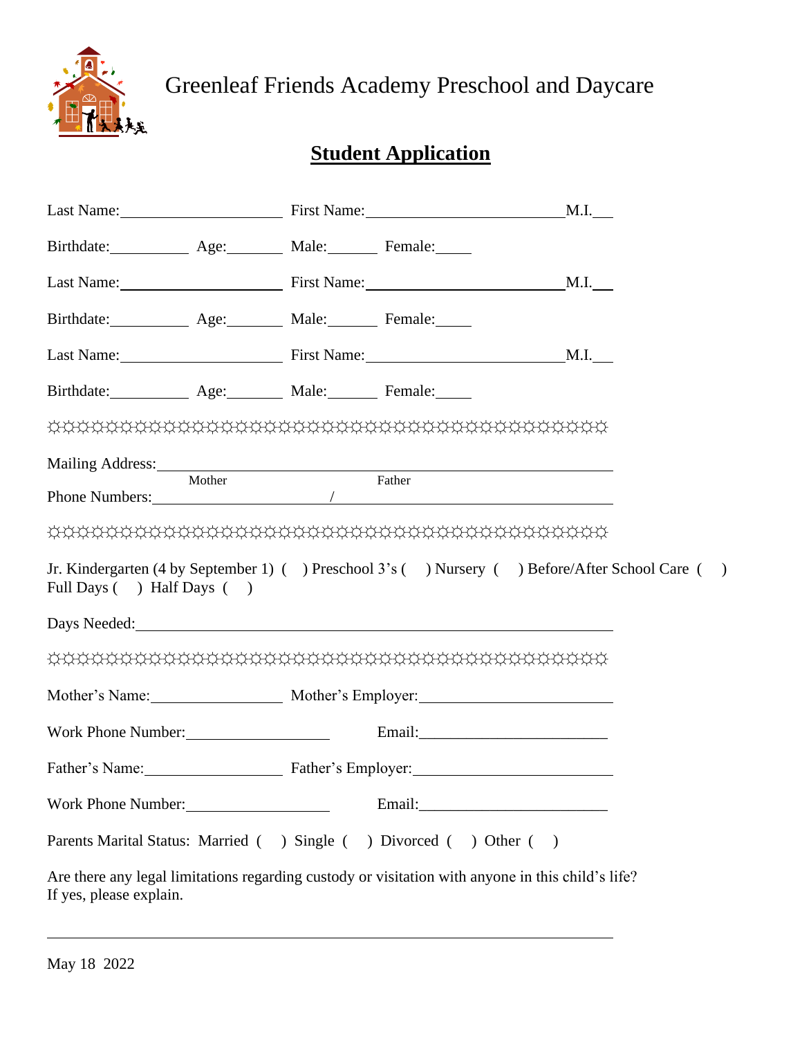# Greenleaf Friends Academy Preschool and Daycare

## **Student Application**

Last Name:____________________ First Name:________________________M.I.___

Birthdate:__________ Age:_______ Male:______ Female:_____

Last Name:____________________ First Name:________________________M.I.___

Birthdate:__________ Age:_______ Male:______ Female:_____

Last Name:____________________ First Name:________________________M.I.___

Birthdate:__________ Age:_______ Male:______ Female:_____

☼☼☼☼☼☼☼☼☼☼☼☼☼☼☼☼☼☼☼☼☼☼☼☼☼☼☼☼☼☼☼☼☼☼☼☼☼☼☼☼☼☼☼☼☼☼☼

Mailing Address:_______________________________________________________

Phone Numbers: Mother____________________/ Father______________________________

☼☼☼☼☼☼☼☼☼☼☼☼☼☼☼☼☼☼☼☼☼☼☼☼☼☼☼☼☼☼☼☼☼☼☼☼☼☼☼☼☼☼☼☼☼☼☼

Jr. Kindergarten (4 by September 1) ( ) Preschool 3's ( ) Nursery ( ) Before/After School Care ( )
Full Days ( ) Half Days ( )

Days Needed:__________________________________________________________

☼☼☼☼☼☼☼☼☼☼☼☼☼☼☼☼☼☼☼☼☼☼☼☼☼☼☼☼☼☼☼☼☼☼☼☼☼☼☼☼☼☼☼☼☼☼☼

Mother's Name:________________ Mother's Employer:________________________

Work Phone Number:________________ Email:________________________

Father's Name:________________ Father's Employer:________________________

Work Phone Number:________________ Email:________________________

Parents Marital Status: Married ( ) Single ( ) Divorced ( ) Other ( )

Are there any legal limitations regarding custody or visitation with anyone in this child's life?
If yes, please explain.

_______________________________________________________________________

May 18 2022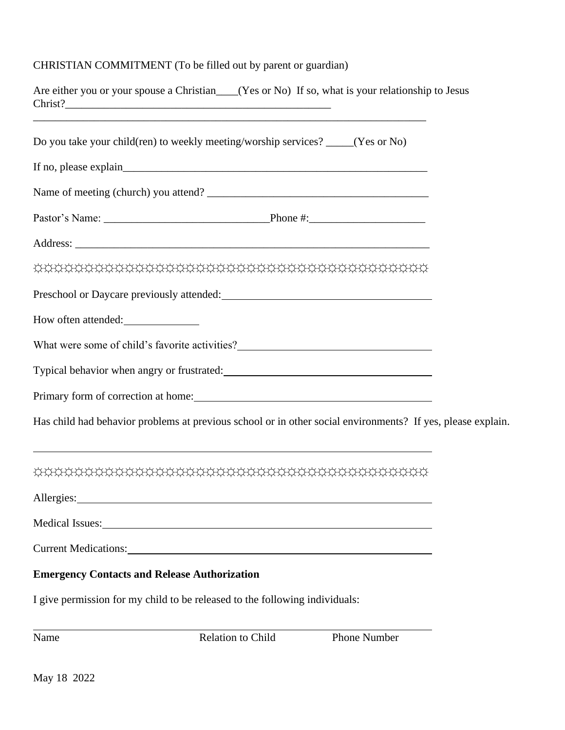CHRISTIAN COMMITMENT (To be filled out by parent or guardian)

Are either you or your spouse a Christian____(Yes or No) If so, what is your relationship to Jesus Christ?_________________________________________________

_______________________________________________________________________

Do you take your child(ren) to weekly meeting/worship services? _____(Yes or No)

If no, please explain_________________________________________________________

Name of meeting (church) you attend? _______________________________________

Pastor's Name: _____________________________Phone #:____________________

Address: ____________________________________________________________

☼☼☼☼☼☼☼☼☼☼☼☼☼☼☼☼☼☼☼☼☼☼☼☼☼☼☼☼☼☼☼☼☼☼☼☼☼☼☼☼☼☼☼☼☼☼☼☼☼☼

Preschool or Daycare previously attended:_________________________________

How often attended:____________

What were some of child's favorite activities?_______________________________

Typical behavior when angry or frustrated:_________________________________

Primary form of correction at home:______________________________________

Has child had behavior problems at previous school or in other social environments? If yes, please explain.

_______________________________________________________________________

☼☼☼☼☼☼☼☼☼☼☼☼☼☼☼☼☼☼☼☼☼☼☼☼☼☼☼☼☼☼☼☼☼☼☼☼☼☼☼☼☼☼☼☼☼☼☼☼☼☼

Allergies:_____________________________________________________________

Medical Issues:_________________________________________________________

Current Medications:____________________________________________________

**Emergency Contacts and Release Authorization**

I give permission for my child to be released to the following individuals:

_______________________________________________________________________

Name Relation to Child Phone Number

May 18 2022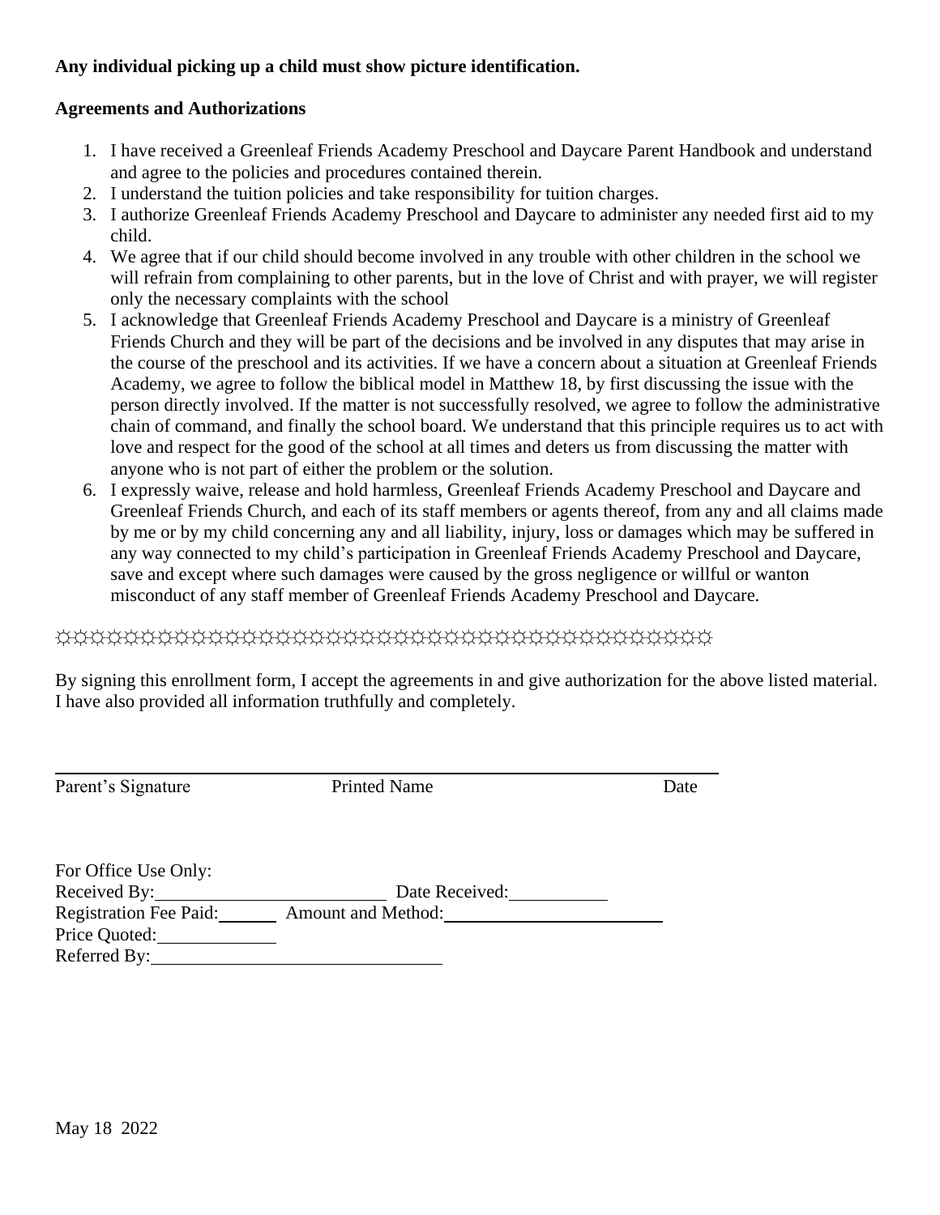**Any individual picking up a child must show picture identification.**

**Agreements and Authorizations**

1. I have received a Greenleaf Friends Academy Preschool and Daycare Parent Handbook and understand and agree to the policies and procedures contained therein.
2. I understand the tuition policies and take responsibility for tuition charges.
3. I authorize Greenleaf Friends Academy Preschool and Daycare to administer any needed first aid to my child.
4. We agree that if our child should become involved in any trouble with other children in the school we will refrain from complaining to other parents, but in the love of Christ and with prayer, we will register only the necessary complaints with the school
5. I acknowledge that Greenleaf Friends Academy Preschool and Daycare is a ministry of Greenleaf Friends Church and they will be part of the decisions and be involved in any disputes that may arise in the course of the preschool and its activities. If we have a concern about a situation at Greenleaf Friends Academy, we agree to follow the biblical model in Matthew 18, by first discussing the issue with the person directly involved. If the matter is not successfully resolved, we agree to follow the administrative chain of command, and finally the school board. We understand that this principle requires us to act with love and respect for the good of the school at all times and deters us from discussing the matter with anyone who is not part of either the problem or the solution.
6. I expressly waive, release and hold harmless, Greenleaf Friends Academy Preschool and Daycare and Greenleaf Friends Church, and each of its staff members or agents thereof, from any and all claims made by me or by my child concerning any and all liability, injury, loss or damages which may be suffered in any way connected to my child's participation in Greenleaf Friends Academy Preschool and Daycare, save and except where such damages were caused by the gross negligence or willful or wanton misconduct of any staff member of Greenleaf Friends Academy Preschool and Daycare.

☼☼☼☼☼☼☼☼☼☼☼☼☼☼☼☼☼☼☼☼☼☼☼☼☼☼☼☼☼☼☼☼☼☼☼☼☼☼☼☼☼☼☼☼☼☼☼☼☼☼☼☼☼☼☼☼☼☼

By signing this enrollment form, I accept the agreements in and give authorization for the above listed material. I have also provided all information truthfully and completely.

______________________________________________________________

Parent's Signature Printed Name Date

For Office Use Only:
Received By:________________________ Date Received:__________
Registration Fee Paid:______ Amount and Method:________________________
Price Quoted:____________
Referred By:______________________________

May 18 2022